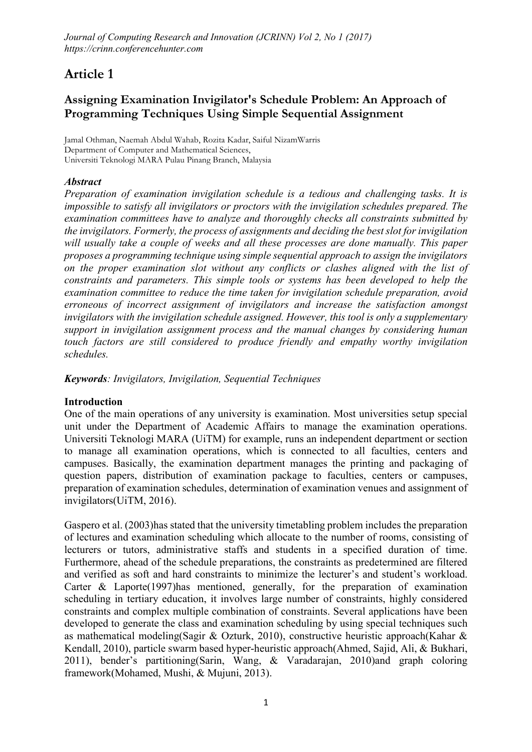# Article 1

## Assigning Examination Invigilator's Schedule Problem: An Approach of Programming Techniques Using Simple Sequential Assignment

Jamal Othman, Naemah Abdul Wahab, Rozita Kadar, Saiful NizamWarris
Department of Computer and Mathematical Sciences,
Universiti Teknologi MARA Pulau Pinang Branch, Malaysia

### *Abstract*

*Preparation of examination invigilation schedule is a tedious and challenging tasks. It is impossible to satisfy all invigilators or proctors with the invigilation schedules prepared. The examination committees have to analyze and thoroughly checks all constraints submitted by the invigilators. Formerly, the process of assignments and deciding the best slot for invigilation will usually take a couple of weeks and all these processes are done manually. This paper proposes a programming technique using simple sequential approach to assign the invigilators on the proper examination slot without any conflicts or clashes aligned with the list of constraints and parameters. This simple tools or systems has been developed to help the examination committee to reduce the time taken for invigilation schedule preparation, avoid erroneous of incorrect assignment of invigilators and increase the satisfaction amongst invigilators with the invigilation schedule assigned. However, this tool is only a supplementary support in invigilation assignment process and the manual changes by considering human touch factors are still considered to produce friendly and empathy worthy invigilation schedules.*

***Keywords**: Invigilators, Invigilation, Sequential Techniques*

### Introduction

One of the main operations of any university is examination. Most universities setup special unit under the Department of Academic Affairs to manage the examination operations. Universiti Teknologi MARA (UiTM) for example, runs an independent department or section to manage all examination operations, which is connected to all faculties, centers and campuses. Basically, the examination department manages the printing and packaging of question papers, distribution of examination package to faculties, centers or campuses, preparation of examination schedules, determination of examination venues and assignment of invigilators(UiTM, 2016).

Gaspero et al. (2003)has stated that the university timetabling problem includes the preparation of lectures and examination scheduling which allocate to the number of rooms, consisting of lecturers or tutors, administrative staffs and students in a specified duration of time. Furthermore, ahead of the schedule preparations, the constraints as predetermined are filtered and verified as soft and hard constraints to minimize the lecturer's and student's workload. Carter & Laporte(1997)has mentioned, generally, for the preparation of examination scheduling in tertiary education, it involves large number of constraints, highly considered constraints and complex multiple combination of constraints. Several applications have been developed to generate the class and examination scheduling by using special techniques such as mathematical modeling(Sagir & Ozturk, 2010), constructive heuristic approach(Kahar & Kendall, 2010), particle swarm based hyper-heuristic approach(Ahmed, Sajid, Ali, & Bukhari, 2011), bender's partitioning(Sarin, Wang, & Varadarajan, 2010)and graph coloring framework(Mohamed, Mushi, & Mujuni, 2013).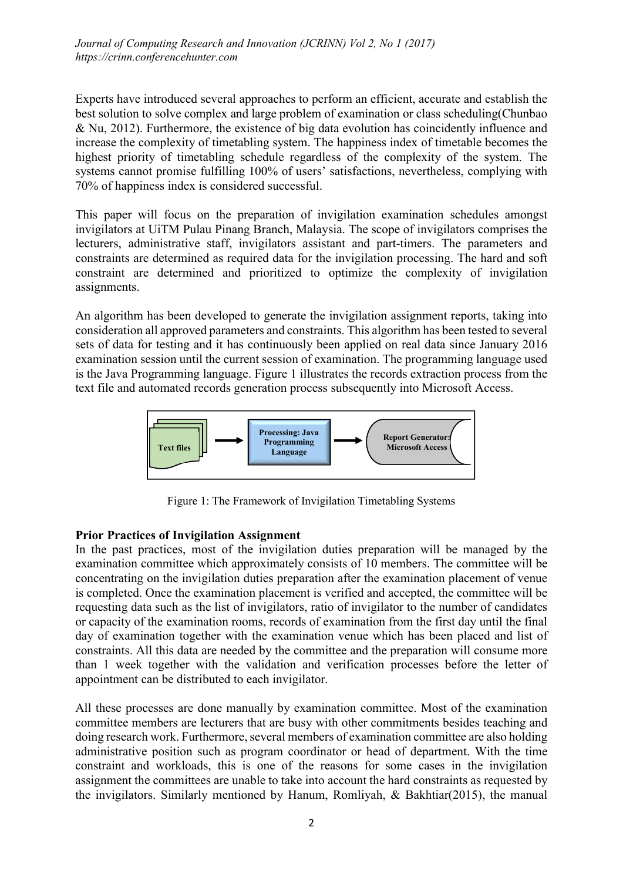Experts have introduced several approaches to perform an efficient, accurate and establish the best solution to solve complex and large problem of examination or class scheduling(Chunbao & Nu, 2012). Furthermore, the existence of big data evolution has coincidently influence and increase the complexity of timetabling system. The happiness index of timetable becomes the highest priority of timetabling schedule regardless of the complexity of the system. The systems cannot promise fulfilling 100% of users' satisfactions, nevertheless, complying with 70% of happiness index is considered successful.

This paper will focus on the preparation of invigilation examination schedules amongst invigilators at UiTM Pulau Pinang Branch, Malaysia. The scope of invigilators comprises the lecturers, administrative staff, invigilators assistant and part-timers. The parameters and constraints are determined as required data for the invigilation processing. The hard and soft constraint are determined and prioritized to optimize the complexity of invigilation assignments.

An algorithm has been developed to generate the invigilation assignment reports, taking into consideration all approved parameters and constraints. This algorithm has been tested to several sets of data for testing and it has continuously been applied on real data since January 2016 examination session until the current session of examination. The programming language used is the Java Programming language. Figure 1 illustrates the records extraction process from the text file and automated records generation process subsequently into Microsoft Access.

Text files → Processing: Java Programming Language → Report Generator: Microsoft Access

Figure 1: The Framework of Invigilation Timetabling Systems

### Prior Practices of Invigilation Assignment

In the past practices, most of the invigilation duties preparation will be managed by the examination committee which approximately consists of 10 members. The committee will be concentrating on the invigilation duties preparation after the examination placement of venue is completed. Once the examination placement is verified and accepted, the committee will be requesting data such as the list of invigilators, ratio of invigilator to the number of candidates or capacity of the examination rooms, records of examination from the first day until the final day of examination together with the examination venue which has been placed and list of constraints. All this data are needed by the committee and the preparation will consume more than 1 week together with the validation and verification processes before the letter of appointment can be distributed to each invigilator.

All these processes are done manually by examination committee. Most of the examination committee members are lecturers that are busy with other commitments besides teaching and doing research work. Furthermore, several members of examination committee are also holding administrative position such as program coordinator or head of department. With the time constraint and workloads, this is one of the reasons for some cases in the invigilation assignment the committees are unable to take into account the hard constraints as requested by the invigilators. Similarly mentioned by Hanum, Romliyah, & Bakhtiar(2015), the manual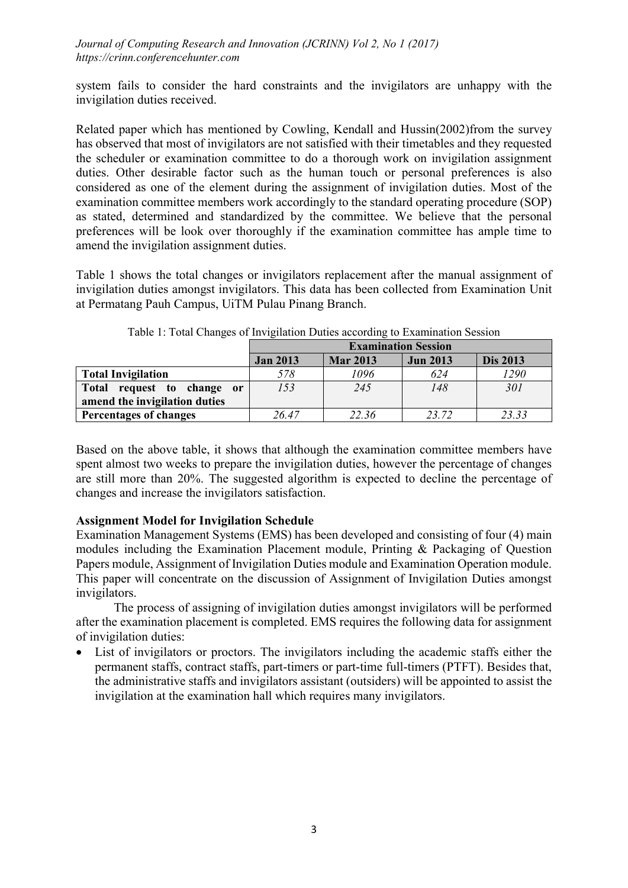system fails to consider the hard constraints and the invigilators are unhappy with the invigilation duties received.

Related paper which has mentioned by Cowling, Kendall and Hussin(2002)from the survey has observed that most of invigilators are not satisfied with their timetables and they requested the scheduler or examination committee to do a thorough work on invigilation assignment duties. Other desirable factor such as the human touch or personal preferences is also considered as one of the element during the assignment of invigilation duties. Most of the examination committee members work accordingly to the standard operating procedure (SOP) as stated, determined and standardized by the committee. We believe that the personal preferences will be look over thoroughly if the examination committee has ample time to amend the invigilation assignment duties.

Table 1 shows the total changes or invigilators replacement after the manual assignment of invigilation duties amongst invigilators. This data has been collected from Examination Unit at Permatang Pauh Campus, UiTM Pulau Pinang Branch.

Table 1: Total Changes of Invigilation Duties according to Examination Session

| | **Examination Session** | | | |
|---|---|---|---|---|
| | **Jan 2013** | **Mar 2013** | **Jun 2013** | **Dis 2013** |
| **Total Invigilation** | *578* | *1096* | *624* | *1290* |
| **Total request to change or amend the invigilation duties** | *153* | *245* | *148* | *301* |
| **Percentages of changes** | *26.47* | *22.36* | *23.72* | *23.33* |

Based on the above table, it shows that although the examination committee members have spent almost two weeks to prepare the invigilation duties, however the percentage of changes are still more than 20%. The suggested algorithm is expected to decline the percentage of changes and increase the invigilators satisfaction.

**Assignment Model for Invigilation Schedule**

Examination Management Systems (EMS) has been developed and consisting of four (4) main modules including the Examination Placement module, Printing & Packaging of Question Papers module, Assignment of Invigilation Duties module and Examination Operation module. This paper will concentrate on the discussion of Assignment of Invigilation Duties amongst invigilators.

The process of assigning of invigilation duties amongst invigilators will be performed after the examination placement is completed. EMS requires the following data for assignment of invigilation duties:

- List of invigilators or proctors. The invigilators including the academic staffs either the permanent staffs, contract staffs, part-timers or part-time full-timers (PTFT). Besides that, the administrative staffs and invigilators assistant (outsiders) will be appointed to assist the invigilation at the examination hall which requires many invigilators.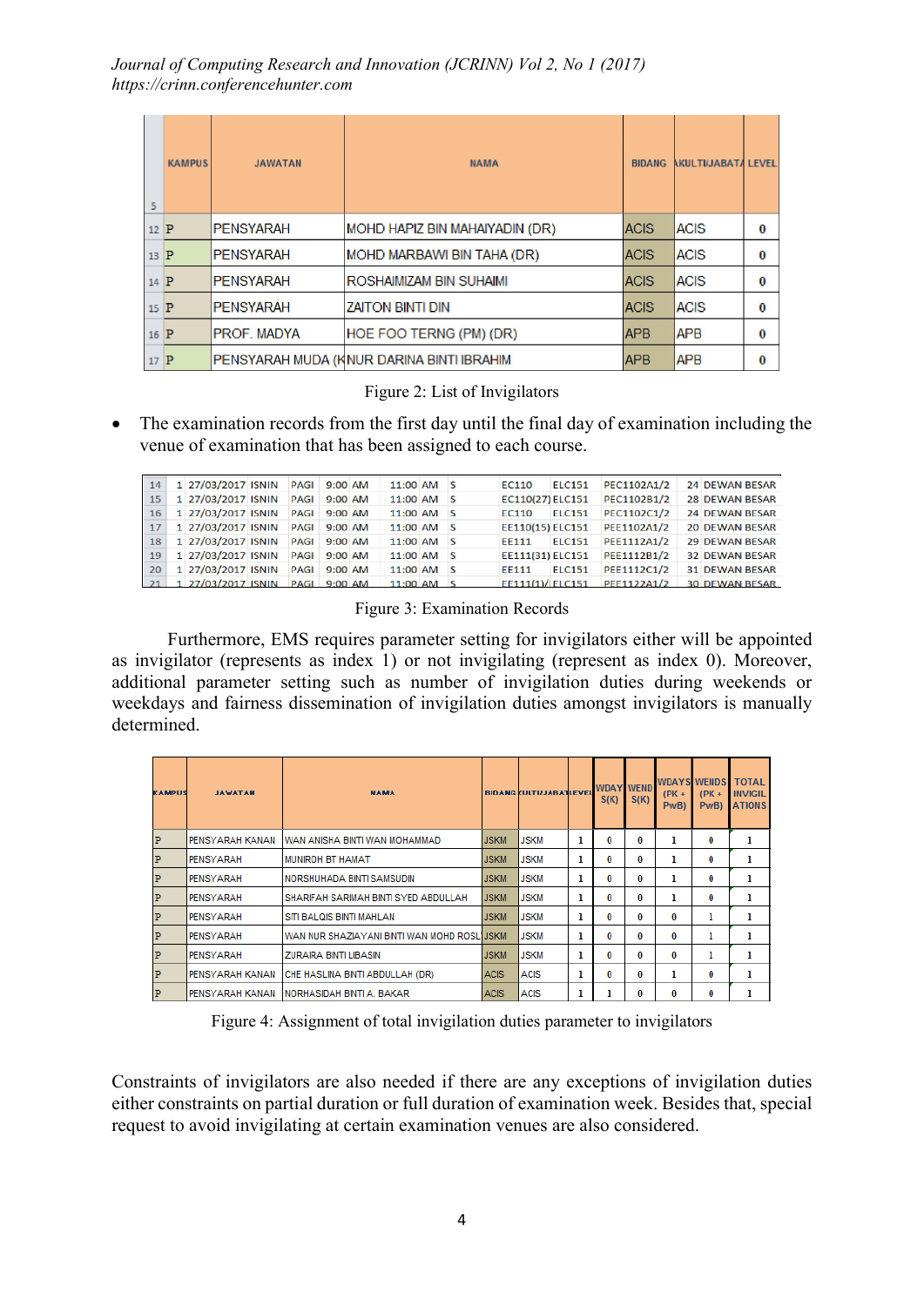| | KAMPUS | JAWATAN | NAMA | BIDANG | FAKULTI/JABATAN | LEVEL |
|---|---|---|---|---|---|---|
| 5 | | | | | | |
| 12 | P | PENSYARAH | MOHD HAPIZ BIN MAHAIYADIN (DR) | ACIS | ACIS | 0 |
| 13 | P | PENSYARAH | MOHD MARBAWI BIN TAHA (DR) | ACIS | ACIS | 0 |
| 14 | P | PENSYARAH | ROSHAIMIZAM BIN SUHAIMI | ACIS | ACIS | 0 |
| 15 | P | PENSYARAH | ZAITON BINTI DIN | ACIS | ACIS | 0 |
| 16 | P | PROF. MADYA | HOE FOO TERNG (PM) (DR) | APB | APB | 0 |
| 17 | P | PENSYARAH MUDA (K | NUR DARINA BINTI IBRAHIM | APB | APB | 0 |

Figure 2: List of Invigilators

- The examination records from the first day until the final day of examination including the venue of examination that has been assigned to each course.

| | | | | | | | | | | | | |
|---|---|---|---|---|---|---|---|---|---|---|---|---|
| 14 | 1 | 27/03/2017 | ISNIN | PAGI | 9:00 AM | 11:00 AM | S | EC110 | ELC151 | PEC1102A1/2 | 24 | DEWAN BESAR |
| 15 | 1 | 27/03/2017 | ISNIN | PAGI | 9:00 AM | 11:00 AM | S | EC110(27) | ELC151 | PEC1102B1/2 | 28 | DEWAN BESAR |
| 16 | 1 | 27/03/2017 | ISNIN | PAGI | 9:00 AM | 11:00 AM | S | EC110 | ELC151 | PEC1102C1/2 | 24 | DEWAN BESAR |
| 17 | 1 | 27/03/2017 | ISNIN | PAGI | 9:00 AM | 11:00 AM | S | EE110(15) | ELC151 | PEE1102A1/2 | 20 | DEWAN BESAR |
| 18 | 1 | 27/03/2017 | ISNIN | PAGI | 9:00 AM | 11:00 AM | S | EE111 | ELC151 | PEE1112A1/2 | 29 | DEWAN BESAR |
| 19 | 1 | 27/03/2017 | ISNIN | PAGI | 9:00 AM | 11:00 AM | S | EE111(31) | ELC151 | PEE1112B1/2 | 32 | DEWAN BESAR |
| 20 | 1 | 27/03/2017 | ISNIN | PAGI | 9:00 AM | 11:00 AM | S | EE111 | ELC151 | PEE1112C1/2 | 31 | DEWAN BESAR |
| 21 | 1 | 27/03/2017 | ISNIN | PAGI | 9:00 AM | 11:00 AM | S | EE111(1)/ | ELC151 | PEE1122A1/2 | 30 | DEWAN BESAR |

Figure 3: Examination Records

Furthermore, EMS requires parameter setting for invigilators either will be appointed as invigilator (represents as index 1) or not invigilating (represent as index 0). Moreover, additional parameter setting such as number of invigilation duties during weekends or weekdays and fairness dissemination of invigilation duties amongst invigilators is manually determined.

| KAMPUS | JAWATAN | NAMA | BIDANG | FAKULTI/JABATAN | LEVEL | WDAYS(K) | WENDS(K) | WDAYS (PK + PwB) | WENDS (PK + PwB) | TOTAL INVIGILATIONS |
|---|---|---|---|---|---|---|---|---|---|---|
| P | PENSYARAH KANAN | WAN ANISHA BINTI WAN MOHAMMAD | JSKM | JSKM | 1 | 0 | 0 | 1 | 0 | 1 |
| P | PENSYARAH | MUNIROH BT HAMAT | JSKM | JSKM | 1 | 0 | 0 | 1 | 0 | 1 |
| P | PENSYARAH | NORSHUHADA BINTI SAMSUDIN | JSKM | JSKM | 1 | 0 | 0 | 1 | 0 | 1 |
| P | PENSYARAH | SHARIFAH SARIMAH BINTI SYED ABDULLAH | JSKM | JSKM | 1 | 0 | 0 | 1 | 0 | 1 |
| P | PENSYARAH | SITI BALQIS BINTI MAHLAN | JSKM | JSKM | 1 | 0 | 0 | 0 | 1 | 1 |
| P | PENSYARAH | WAN NUR SHAZIAYANI BINTI WAN MOHD ROSL | JSKM | JSKM | 1 | 0 | 0 | 0 | 1 | 1 |
| P | PENSYARAH | ZURAIRA BINTI LIBASIN | JSKM | JSKM | 1 | 0 | 0 | 0 | 1 | 1 |
| P | PENSYARAH KANAN | CHE HASLINA BINTI ABDULLAH (DR) | ACIS | ACIS | 1 | 0 | 0 | 1 | 0 | 1 |
| P | PENSYARAH KANAN | NORHASIDAH BINTI A. BAKAR | ACIS | ACIS | 1 | 1 | 0 | 0 | 0 | 1 |

Figure 4: Assignment of total invigilation duties parameter to invigilators

Constraints of invigilators are also needed if there are any exceptions of invigilation duties either constraints on partial duration or full duration of examination week. Besides that, special request to avoid invigilating at certain examination venues are also considered.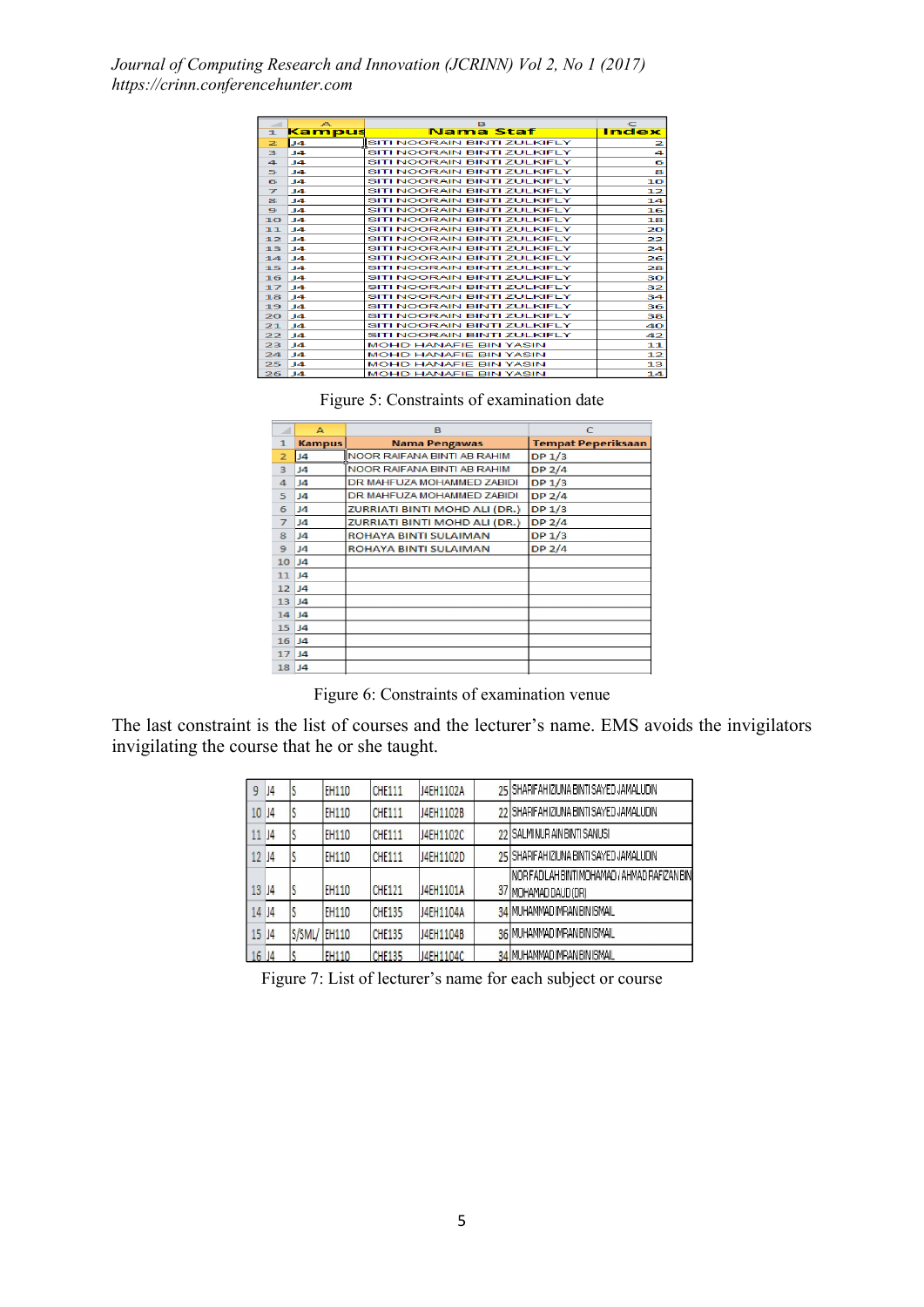|   | A | B | C |
|---|---|---|---|
| 1 | Kampus | Nama Staf | Index |
| 2 | J4 | SITI NOORAIN BINTI ZULKIFLY | 2 |
| 3 | J4 | SITI NOORAIN BINTI ZULKIFLY | 4 |
| 4 | J4 | SITI NOORAIN BINTI ZULKIFLY | 6 |
| 5 | J4 | SITI NOORAIN BINTI ZULKIFLY | 8 |
| 6 | J4 | SITI NOORAIN BINTI ZULKIFLY | 10 |
| 7 | J4 | SITI NOORAIN BINTI ZULKIFLY | 12 |
| 8 | J4 | SITI NOORAIN BINTI ZULKIFLY | 14 |
| 9 | J4 | SITI NOORAIN BINTI ZULKIFLY | 16 |
| 10 | J4 | SITI NOORAIN BINTI ZULKIFLY | 18 |
| 11 | J4 | SITI NOORAIN BINTI ZULKIFLY | 20 |
| 12 | J4 | SITI NOORAIN BINTI ZULKIFLY | 22 |
| 13 | J4 | SITI NOORAIN BINTI ZULKIFLY | 24 |
| 14 | J4 | SITI NOORAIN BINTI ZULKIFLY | 26 |
| 15 | J4 | SITI NOORAIN BINTI ZULKIFLY | 28 |
| 16 | J4 | SITI NOORAIN BINTI ZULKIFLY | 30 |
| 17 | J4 | SITI NOORAIN BINTI ZULKIFLY | 32 |
| 18 | J4 | SITI NOORAIN BINTI ZULKIFLY | 34 |
| 19 | J4 | SITI NOORAIN BINTI ZULKIFLY | 36 |
| 20 | J4 | SITI NOORAIN BINTI ZULKIFLY | 38 |
| 21 | J4 | SITI NOORAIN BINTI ZULKIFLY | 40 |
| 22 | J4 | SITI NOORAIN BINTI ZULKIFLY | 42 |
| 23 | J4 | MOHD HANAFIE BIN YASIN | 11 |
| 24 | J4 | MOHD HANAFIE BIN YASIN | 12 |
| 25 | J4 | MOHD HANAFIE BIN YASIN | 13 |
| 26 | J4 | MOHD HANAFIE BIN YASIN | 14 |

Figure 5: Constraints of examination date

|   | A | B | C |
|---|---|---|---|
| 1 | Kampus | Nama Pengawas | Tempat Peperiksaan |
| 2 | J4 | NOOR RAIFANA BINTI AB RAHIM | DP 1/3 |
| 3 | J4 | NOOR RAIFANA BINTI AB RAHIM | DP 2/4 |
| 4 | J4 | DR MAHFUZA MOHAMMED ZABIDI | DP 1/3 |
| 5 | J4 | DR MAHFUZA MOHAMMED ZABIDI | DP 2/4 |
| 6 | J4 | ZURRIATI BINTI MOHD ALI (DR.) | DP 1/3 |
| 7 | J4 | ZURRIATI BINTI MOHD ALI (DR.) | DP 2/4 |
| 8 | J4 | ROHAYA BINTI SULAIMAN | DP 1/3 |
| 9 | J4 | ROHAYA BINTI SULAIMAN | DP 2/4 |
| 10 | J4 | | |
| 11 | J4 | | |
| 12 | J4 | | |
| 13 | J4 | | |
| 14 | J4 | | |
| 15 | J4 | | |
| 16 | J4 | | |
| 17 | J4 | | |
| 18 | J4 | | |

Figure 6: Constraints of examination venue

The last constraint is the list of courses and the lecturer's name. EMS avoids the invigilators invigilating the course that he or she taught.

| | | | | | | | |
|---|---|---|---|---|---|---|---|
| 9 | J4 | S | EH110 | CHE111 | J4EH1102A | 25 | SHARIFAH IZIUNA BINTI SAYED JAMALUDIN |
| 10 | J4 | S | EH110 | CHE111 | J4EH1102B | 22 | SHARIFAH IZIUNA BINTI SAYED JAMALUDIN |
| 11 | J4 | S | EH110 | CHE111 | J4EH1102C | 22 | SALMI NUR AIN BINTI SANUSI |
| 12 | J4 | S | EH110 | CHE111 | J4EH1102D | 25 | SHARIFAH IZIUNA BINTI SAYED JAMALUDIN |
| 13 | J4 | S | EH110 | CHE121 | J4EH1101A | 37 | NOR FADLLAH BINTI MOHAMAD / AHMAD RAFIZAN BIN MOHAMAD DAUD (DR) |
| 14 | J4 | S | EH110 | CHE135 | J4EH1104A | 34 | MUHAMMAD IMRAN BIN ISMAIL |
| 15 | J4 | S/SML/ | EH110 | CHE135 | J4EH1104B | 36 | MUHAMMAD IMRAN BIN ISMAIL |
| 16 | J4 | S | EH110 | CHE135 | J4EH1104C | 34 | MUHAMMAD IMRAN BIN ISMAIL |

Figure 7: List of lecturer's name for each subject or course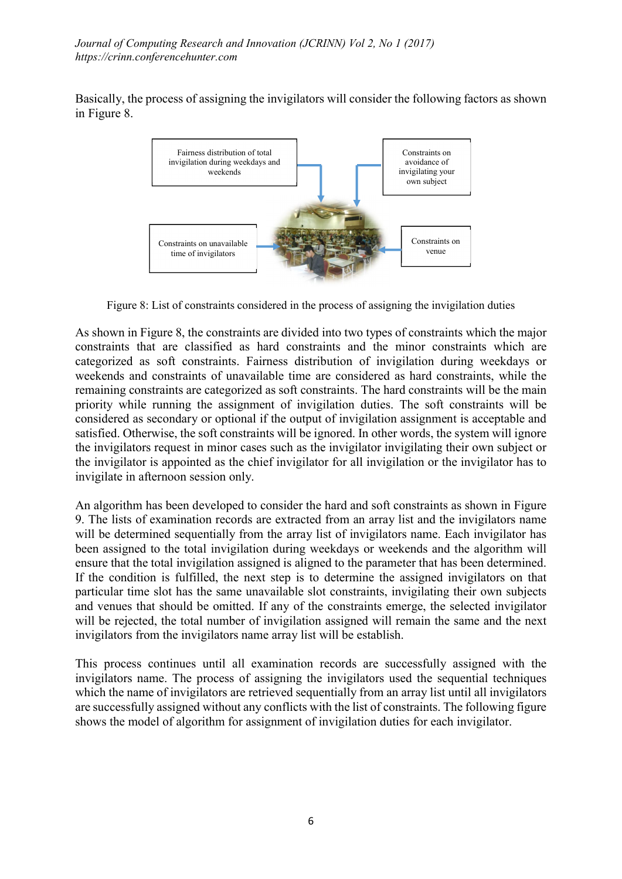Basically, the process of assigning the invigilators will consider the following factors as shown in Figure 8.

Fairness distribution of total invigilation during weekdays and weekends

Constraints on avoidance of invigilating your own subject

Constraints on unavailable time of invigilators

Constraints on venue

Figure 8: List of constraints considered in the process of assigning the invigilation duties

As shown in Figure 8, the constraints are divided into two types of constraints which the major constraints that are classified as hard constraints and the minor constraints which are categorized as soft constraints. Fairness distribution of invigilation during weekdays or weekends and constraints of unavailable time are considered as hard constraints, while the remaining constraints are categorized as soft constraints. The hard constraints will be the main priority while running the assignment of invigilation duties. The soft constraints will be considered as secondary or optional if the output of invigilation assignment is acceptable and satisfied. Otherwise, the soft constraints will be ignored. In other words, the system will ignore the invigilators request in minor cases such as the invigilator invigilating their own subject or the invigilator is appointed as the chief invigilator for all invigilation or the invigilator has to invigilate in afternoon session only.

An algorithm has been developed to consider the hard and soft constraints as shown in Figure 9. The lists of examination records are extracted from an array list and the invigilators name will be determined sequentially from the array list of invigilators name. Each invigilator has been assigned to the total invigilation during weekdays or weekends and the algorithm will ensure that the total invigilation assigned is aligned to the parameter that has been determined. If the condition is fulfilled, the next step is to determine the assigned invigilators on that particular time slot has the same unavailable slot constraints, invigilating their own subjects and venues that should be omitted. If any of the constraints emerge, the selected invigilator will be rejected, the total number of invigilation assigned will remain the same and the next invigilators from the invigilators name array list will be establish.

This process continues until all examination records are successfully assigned with the invigilators name. The process of assigning the invigilators used the sequential techniques which the name of invigilators are retrieved sequentially from an array list until all invigilators are successfully assigned without any conflicts with the list of constraints. The following figure shows the model of algorithm for assignment of invigilation duties for each invigilator.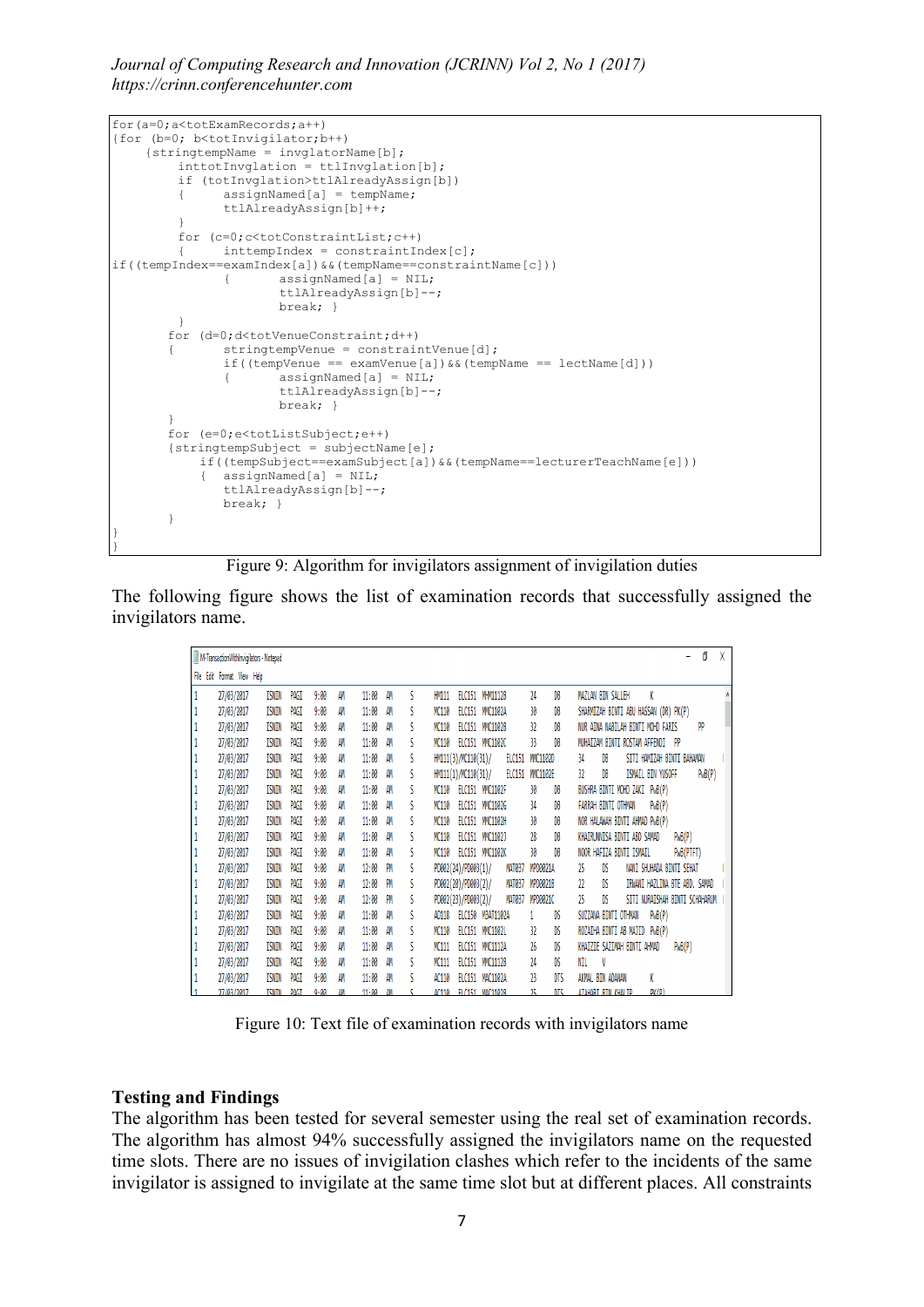```
for(a=0;a<totExamRecords;a++)
{for (b=0; b<totInvigilator;b++)
     {stringtempName = invglatorName[b];
        inttotInvglation = ttlInvglation[b];
        if (totInvglation>ttlAlreadyAssign[b])
        {     assignNamed[a] = tempName;
              ttlAlreadyAssign[b]++;
        }
        for (c=0;c<totConstraintList;c++)
        {     inttempIndex = constraintIndex[c];
if((tempIndex==examIndex[a])&&(tempName==constraintName[c]))
              {       assignNamed[a] = NIL;
                      ttlAlreadyAssign[b]--;
                      break; }
        }
       for (d=0;d<totVenueConstraint;d++)
       {      stringtempVenue = constraintVenue[d];
              if((tempVenue == examVenue[a])&&(tempName == lectName[d]))
              {       assignNamed[a] = NIL;
                      ttlAlreadyAssign[b]--;
                      break; }
       }
       for (e=0;e<totListSubject;e++)
       {stringtempSubject = subjectName[e];
           if((tempSubject==examSubject[a])&&(tempName==lecturerTeachName[e]))
           {  assignNamed[a] = NIL;
              ttlAlreadyAssign[b]--;
              break; }
       }
}
}
```

Figure 9: Algorithm for invigilators assignment of invigilation duties

The following figure shows the list of examination records that successfully assigned the invigilators name.

```
1  27/03/2017  ISNIN  PAGI  9:00  AM  11:00  AM  S  HMI111  ELC151  MHMI111B  24  DB  MAZLAN BIN SALLEH  K
1  27/03/2017  ISNIN  PAGI  9:00  AM  11:00  AM  S  MC110  ELC151  MMC1102A  30  DB  SHARMIZAH BINTI ABU HASSAN (DR) PK(P)
1  27/03/2017  ISNIN  PAGI  9:00  AM  11:00  AM  S  MC110  ELC151  MMC1102B  32  DB  NUR AINA NABILAH BINTI MOHD FARIS  PP
1  27/03/2017  ISNIN  PAGI  9:00  AM  11:00  AM  S  MC110  ELC151  MMC1102C  33  DB  MUHAIZAM BINTI ROSTAM AFFENDI  PP
1  27/03/2017  ISNIN  PAGI  9:00  AM  11:00  AM  S  HMI111(3)/MC110(31)/  ELC151  MMC1102D  34  DB  SITI HAMIZAH BINTI BAHAMAN
1  27/03/2017  ISNIN  PAGI  9:00  AM  11:00  AM  S  HMI111(1)/MC110(31)/  ELC151  MMC1102E  32  DB  ISMAIL BIN YUSOFF  PwB(P)
1  27/03/2017  ISNIN  PAGI  9:00  AM  11:00  AM  S  MC110  ELC151  MMC1102F  30  DB  BUSHRA BINTI MOHD ZAKI  PwB(P)
1  27/03/2017  ISNIN  PAGI  9:00  AM  11:00  AM  S  MC110  ELC151  MMC1102G  34  DB  FARRAH BINTI OTHMAN  PwB(P)
1  27/03/2017  ISNIN  PAGI  9:00  AM  11:00  AM  S  MC110  ELC151  MMC1102H  30  DB  NOR HALAWAH BINTI AHMAD PwB(P)
1  27/03/2017  ISNIN  PAGI  9:00  AM  11:00  AM  S  MC110  ELC151  MMC1102J  28  DB  KHAIRUNNISA BINTI ABD SAMAD  PwB(P)
1  27/03/2017  ISNIN  PAGI  9:00  AM  11:00  AM  S  MC110  ELC151  MMC1102K  30  DB  NOOR HAFIZA BINTI ISMAIL  PwB(PTFT)
1  27/03/2017  ISNIN  PAGI  9:00  AM  12:00  PM  S  PD002(24)/PD003(1)/  MAT037  MPD0021A  25  DS  NANI SHUHADA BINTI SEHAT
1  27/03/2017  ISNIN  PAGI  9:00  AM  12:00  PM  S  PD002(20)/PD003(2)/  MAT037  MPD0021B  22  DS  IRWANI HAZLINA BTE ABD. SAMAD
1  27/03/2017  ISNIN  PAGI  9:00  AM  12:00  PM  S  PD002(23)/PD003(2)/  MAT037  MPD0021C  25  DS  SITI NURAISHAH BINTI SCHAHARUM
1  27/03/2017  ISNIN  PAGI  9:00  AM  11:00  AM  S  AD118  ELC150  M3AT1182A  1  DS  SUZZANA BINTI OTHMAN  PwB(P)
1  27/03/2017  ISNIN  PAGI  9:00  AM  11:00  AM  S  MC110  ELC151  MMC1102L  32  DS  ROZAIHA BINTI AB MAJID  PwB(P)
1  27/03/2017  ISNIN  PAGI  9:00  AM  11:00  AM  S  MC111  ELC151  MMC1112A  26  DS  KHAIZIE SAZIMAH BINTI AHMAD  PwB(P)
1  27/03/2017  ISNIN  PAGI  9:00  AM  11:00  AM  S  MC111  ELC151  MMC1112B  24  DS  NIL  V
1  27/03/2017  ISNIN  PAGI  9:00  AM  11:00  AM  S  AC110  ELC151  MAC1102A  23  DTS  AKMAL BIN ADANAN  K
```

Figure 10: Text file of examination records with invigilators name

## Testing and Findings

The algorithm has been tested for several semester using the real set of examination records. The algorithm has almost 94% successfully assigned the invigilators name on the requested time slots. There are no issues of invigilation clashes which refer to the incidents of the same invigilator is assigned to invigilate at the same time slot but at different places. All constraints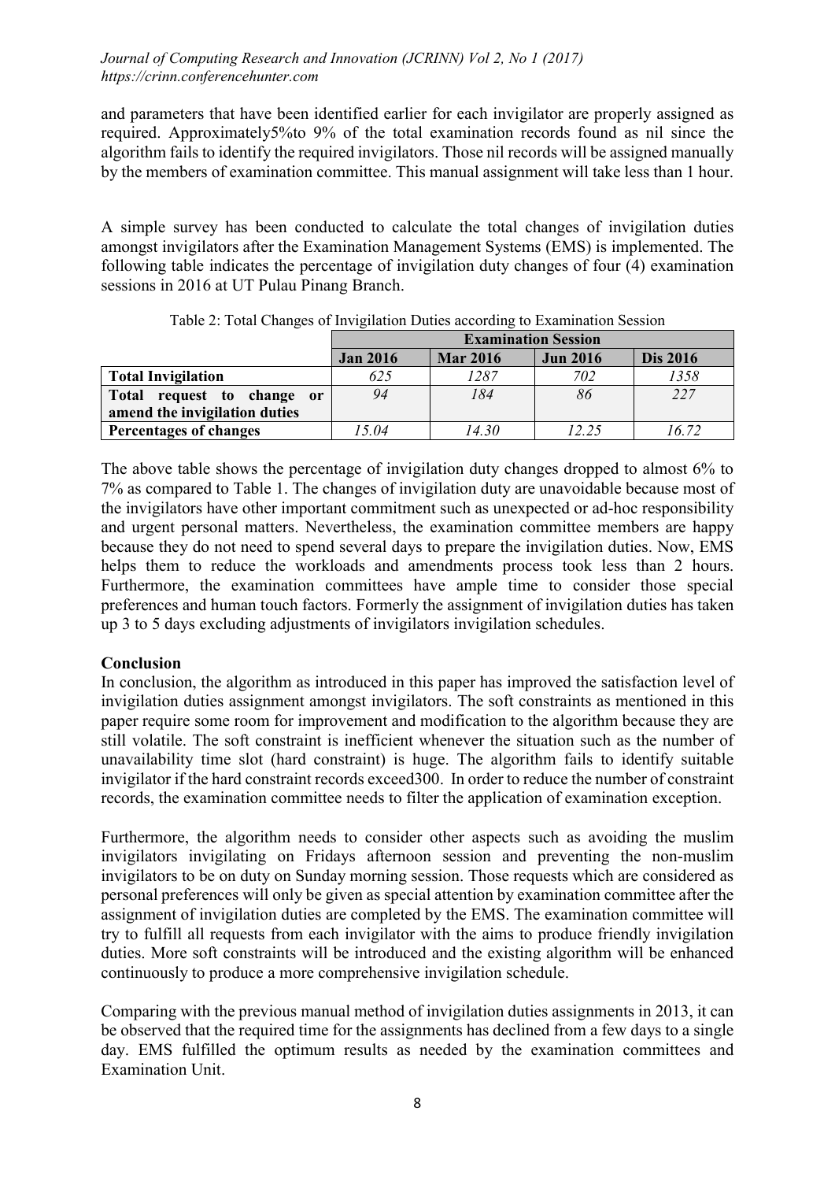and parameters that have been identified earlier for each invigilator are properly assigned as required. Approximately5%to 9% of the total examination records found as nil since the algorithm fails to identify the required invigilators. Those nil records will be assigned manually by the members of examination committee. This manual assignment will take less than 1 hour.

A simple survey has been conducted to calculate the total changes of invigilation duties amongst invigilators after the Examination Management Systems (EMS) is implemented. The following table indicates the percentage of invigilation duty changes of four (4) examination sessions in 2016 at UT Pulau Pinang Branch.

Table 2: Total Changes of Invigilation Duties according to Examination Session

| | **Examination Session** | | | |
|---|---|---|---|---|
| | **Jan 2016** | **Mar 2016** | **Jun 2016** | **Dis 2016** |
| **Total Invigilation** | *625* | *1287* | *702* | *1358* |
| **Total request to change or amend the invigilation duties** | *94* | *184* | *86* | *227* |
| **Percentages of changes** | *15.04* | *14.30* | *12.25* | *16.72* |

The above table shows the percentage of invigilation duty changes dropped to almost 6% to 7% as compared to Table 1. The changes of invigilation duty are unavoidable because most of the invigilators have other important commitment such as unexpected or ad-hoc responsibility and urgent personal matters. Nevertheless, the examination committee members are happy because they do not need to spend several days to prepare the invigilation duties. Now, EMS helps them to reduce the workloads and amendments process took less than 2 hours. Furthermore, the examination committees have ample time to consider those special preferences and human touch factors. Formerly the assignment of invigilation duties has taken up 3 to 5 days excluding adjustments of invigilators invigilation schedules.

**Conclusion**

In conclusion, the algorithm as introduced in this paper has improved the satisfaction level of invigilation duties assignment amongst invigilators. The soft constraints as mentioned in this paper require some room for improvement and modification to the algorithm because they are still volatile. The soft constraint is inefficient whenever the situation such as the number of unavailability time slot (hard constraint) is huge. The algorithm fails to identify suitable invigilator if the hard constraint records exceed300. In order to reduce the number of constraint records, the examination committee needs to filter the application of examination exception.

Furthermore, the algorithm needs to consider other aspects such as avoiding the muslim invigilators invigilating on Fridays afternoon session and preventing the non-muslim invigilators to be on duty on Sunday morning session. Those requests which are considered as personal preferences will only be given as special attention by examination committee after the assignment of invigilation duties are completed by the EMS. The examination committee will try to fulfill all requests from each invigilator with the aims to produce friendly invigilation duties. More soft constraints will be introduced and the existing algorithm will be enhanced continuously to produce a more comprehensive invigilation schedule.

Comparing with the previous manual method of invigilation duties assignments in 2013, it can be observed that the required time for the assignments has declined from a few days to a single day. EMS fulfilled the optimum results as needed by the examination committees and Examination Unit.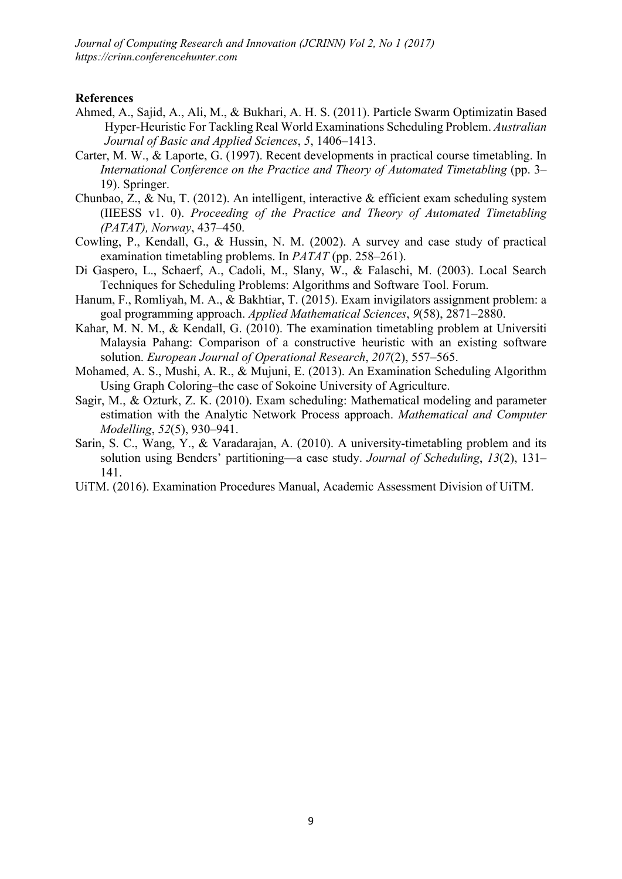**References**

Ahmed, A., Sajid, A., Ali, M., & Bukhari, A. H. S. (2011). Particle Swarm Optimizatin Based Hyper-Heuristic For Tackling Real World Examinations Scheduling Problem. *Australian Journal of Basic and Applied Sciences*, *5*, 1406–1413.

Carter, M. W., & Laporte, G. (1997). Recent developments in practical course timetabling. In *International Conference on the Practice and Theory of Automated Timetabling* (pp. 3–19). Springer.

Chunbao, Z., & Nu, T. (2012). An intelligent, interactive & efficient exam scheduling system (IIEESS v1. 0). *Proceeding of the Practice and Theory of Automated Timetabling (PATAT), Norway*, 437–450.

Cowling, P., Kendall, G., & Hussin, N. M. (2002). A survey and case study of practical examination timetabling problems. In *PATAT* (pp. 258–261).

Di Gaspero, L., Schaerf, A., Cadoli, M., Slany, W., & Falaschi, M. (2003). Local Search Techniques for Scheduling Problems: Algorithms and Software Tool. Forum.

Hanum, F., Romliyah, M. A., & Bakhtiar, T. (2015). Exam invigilators assignment problem: a goal programming approach. *Applied Mathematical Sciences*, *9*(58), 2871–2880.

Kahar, M. N. M., & Kendall, G. (2010). The examination timetabling problem at Universiti Malaysia Pahang: Comparison of a constructive heuristic with an existing software solution. *European Journal of Operational Research*, *207*(2), 557–565.

Mohamed, A. S., Mushi, A. R., & Mujuni, E. (2013). An Examination Scheduling Algorithm Using Graph Coloring–the case of Sokoine University of Agriculture.

Sagir, M., & Ozturk, Z. K. (2010). Exam scheduling: Mathematical modeling and parameter estimation with the Analytic Network Process approach. *Mathematical and Computer Modelling*, *52*(5), 930–941.

Sarin, S. C., Wang, Y., & Varadarajan, A. (2010). A university-timetabling problem and its solution using Benders' partitioning—a case study. *Journal of Scheduling*, *13*(2), 131–141.

UiTM. (2016). Examination Procedures Manual, Academic Assessment Division of UiTM.